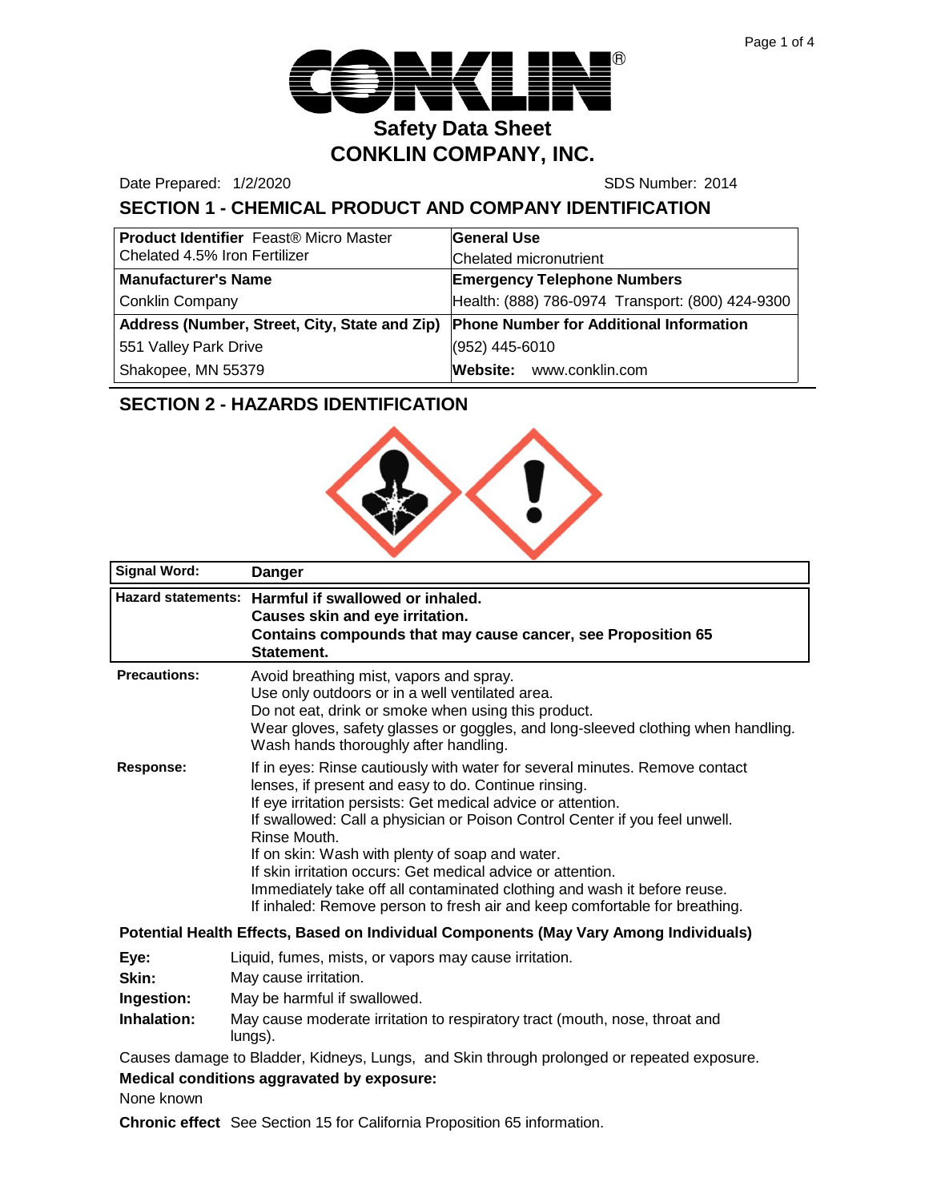# Safety Data Sheet
## CONKLIN COMPANY, INC.

Date Prepared: 1/2/2020 SDS Number: 2014

## SECTION 1 - CHEMICAL PRODUCT AND COMPANY IDENTIFICATION

| **Product Identifier** Feast® Micro Master Chelated 4.5% Iron Fertilizer | **General Use** Chelated micronutrient |
|---|---|
| **Manufacturer's Name** Conklin Company | **Emergency Telephone Numbers** Health: (888) 786-0974 Transport: (800) 424-9300 |
| **Address (Number, Street, City, State and Zip)** 551 Valley Park Drive Shakopee, MN 55379 | **Phone Number for Additional Information** (952) 445-6010 **Website:** www.conklin.com |

## SECTION 2 - HAZARDS IDENTIFICATION

| | |
|---|---|
| **Signal Word:** | **Danger** |
| **Hazard statements:** | **Harmful if swallowed or inhaled.** **Causes skin and eye irritation.** **Contains compounds that may cause cancer, see Proposition 65 Statement.** |
| **Precautions:** | Avoid breathing mist, vapors and spray. Use only outdoors or in a well ventilated area. Do not eat, drink or smoke when using this product. Wear gloves, safety glasses or goggles, and long-sleeved clothing when handling. Wash hands thoroughly after handling. |
| **Response:** | If in eyes: Rinse cautiously with water for several minutes. Remove contact lenses, if present and easy to do. Continue rinsing. If eye irritation persists: Get medical advice or attention. If swallowed: Call a physician or Poison Control Center if you feel unwell. Rinse Mouth. If on skin: Wash with plenty of soap and water. If skin irritation occurs: Get medical advice or attention. Immediately take off all contaminated clothing and wash it before reuse. If inhaled: Remove person to fresh air and keep comfortable for breathing. |

**Potential Health Effects, Based on Individual Components (May Vary Among Individuals)**

**Eye:** Liquid, fumes, mists, or vapors may cause irritation.

**Skin:** May cause irritation.

**Ingestion:** May be harmful if swallowed.

**Inhalation:** May cause moderate irritation to respiratory tract (mouth, nose, throat and lungs).

Causes damage to Bladder, Kidneys, Lungs, and Skin through prolonged or repeated exposure.

**Medical conditions aggravated by exposure:**

None known

**Chronic effect** See Section 15 for California Proposition 65 information.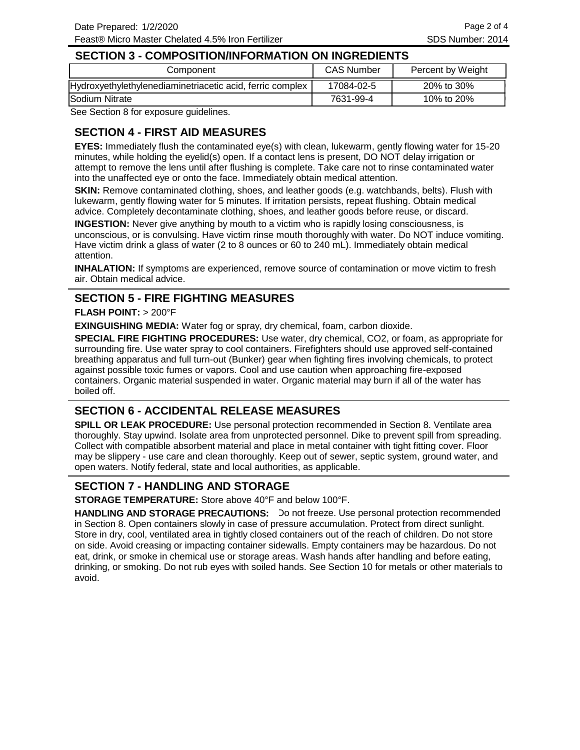## SECTION 3 - COMPOSITION/INFORMATION ON INGREDIENTS

| Component | CAS Number | Percent by Weight |
|---|---|---|
| Hydroxyethylethylenediaminetriacetic acid, ferric complex | 17084-02-5 | 20% to 30% |
| Sodium Nitrate | 7631-99-4 | 10% to 20% |

See Section 8 for exposure guidelines.

## SECTION 4 - FIRST AID MEASURES

**EYES:** Immediately flush the contaminated eye(s) with clean, lukewarm, gently flowing water for 15-20 minutes, while holding the eyelid(s) open. If a contact lens is present, DO NOT delay irrigation or attempt to remove the lens until after flushing is complete. Take care not to rinse contaminated water into the unaffected eye or onto the face. Immediately obtain medical attention.

**SKIN:** Remove contaminated clothing, shoes, and leather goods (e.g. watchbands, belts). Flush with lukewarm, gently flowing water for 5 minutes. If irritation persists, repeat flushing. Obtain medical advice. Completely decontaminate clothing, shoes, and leather goods before reuse, or discard.

**INGESTION:** Never give anything by mouth to a victim who is rapidly losing consciousness, is unconscious, or is convulsing. Have victim rinse mouth thoroughly with water. Do NOT induce vomiting. Have victim drink a glass of water (2 to 8 ounces or 60 to 240 mL). Immediately obtain medical attention.

**INHALATION:** If symptoms are experienced, remove source of contamination or move victim to fresh air. Obtain medical advice.

## SECTION 5 - FIRE FIGHTING MEASURES

**FLASH POINT:** > 200°F

**EXINGUISHING MEDIA:** Water fog or spray, dry chemical, foam, carbon dioxide.

**SPECIAL FIRE FIGHTING PROCEDURES:** Use water, dry chemical, CO2, or foam, as appropriate for surrounding fire. Use water spray to cool containers. Firefighters should use approved self-contained breathing apparatus and full turn-out (Bunker) gear when fighting fires involving chemicals, to protect against possible toxic fumes or vapors. Cool and use caution when approaching fire-exposed containers. Organic material suspended in water. Organic material may burn if all of the water has boiled off.

## SECTION 6 - ACCIDENTAL RELEASE MEASURES

**SPILL OR LEAK PROCEDURE:** Use personal protection recommended in Section 8. Ventilate area thoroughly. Stay upwind. Isolate area from unprotected personnel. Dike to prevent spill from spreading. Collect with compatible absorbent material and place in metal container with tight fitting cover. Floor may be slippery - use care and clean thoroughly. Keep out of sewer, septic system, ground water, and open waters. Notify federal, state and local authorities, as applicable.

## SECTION 7 - HANDLING AND STORAGE

**STORAGE TEMPERATURE:** Store above 40°F and below 100°F.

**HANDLING AND STORAGE PRECAUTIONS:** Do not freeze. Use personal protection recommended in Section 8. Open containers slowly in case of pressure accumulation. Protect from direct sunlight. Store in dry, cool, ventilated area in tightly closed containers out of the reach of children. Do not store on side. Avoid creasing or impacting container sidewalls. Empty containers may be hazardous. Do not eat, drink, or smoke in chemical use or storage areas. Wash hands after handling and before eating, drinking, or smoking. Do not rub eyes with soiled hands. See Section 10 for metals or other materials to avoid.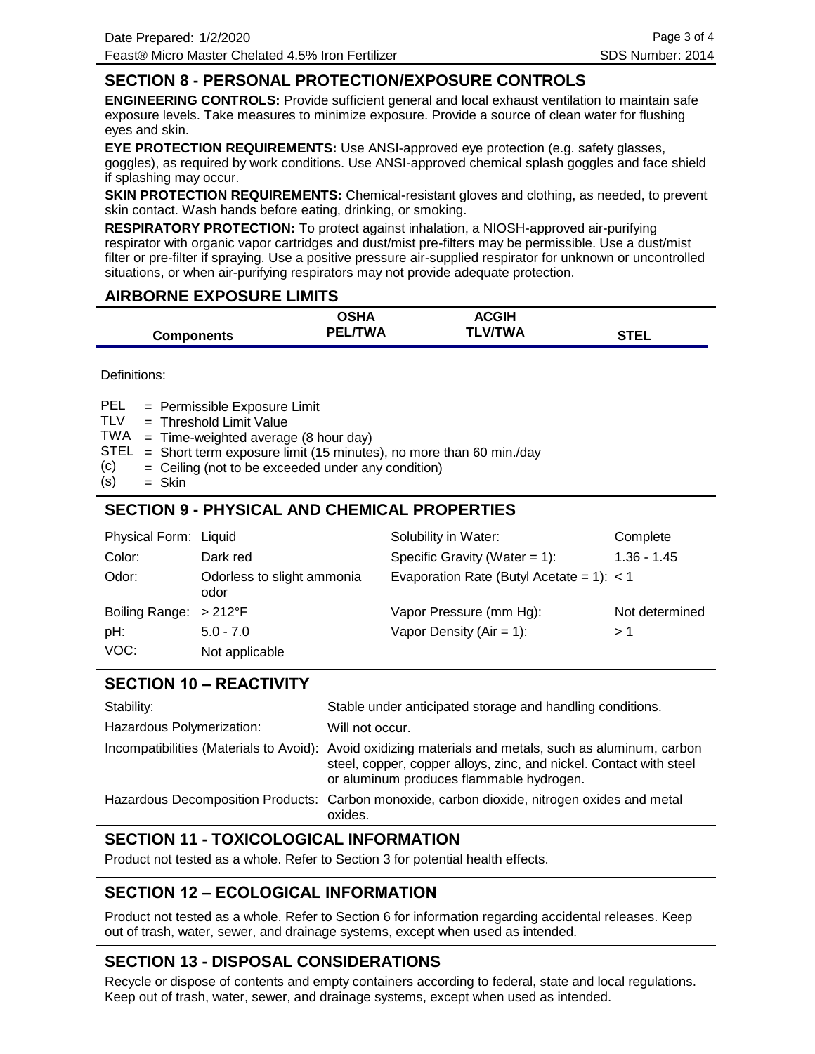## SECTION 8 - PERSONAL PROTECTION/EXPOSURE CONTROLS

**ENGINEERING CONTROLS:** Provide sufficient general and local exhaust ventilation to maintain safe exposure levels. Take measures to minimize exposure. Provide a source of clean water for flushing eyes and skin.

**EYE PROTECTION REQUIREMENTS:** Use ANSI-approved eye protection (e.g. safety glasses, goggles), as required by work conditions. Use ANSI-approved chemical splash goggles and face shield if splashing may occur.

**SKIN PROTECTION REQUIREMENTS:** Chemical-resistant gloves and clothing, as needed, to prevent skin contact. Wash hands before eating, drinking, or smoking.

**RESPIRATORY PROTECTION:** To protect against inhalation, a NIOSH-approved air-purifying respirator with organic vapor cartridges and dust/mist pre-filters may be permissible. Use a dust/mist filter or pre-filter if spraying. Use a positive pressure air-supplied respirator for unknown or uncontrolled situations, or when air-purifying respirators may not provide adequate protection.

## AIRBORNE EXPOSURE LIMITS

| Components | OSHA PEL/TWA | ACGIH TLV/TWA | STEL |
|---|---|---|---|

Definitions:

PEL = Permissible Exposure Limit
TLV = Threshold Limit Value
TWA = Time-weighted average (8 hour day)
STEL = Short term exposure limit (15 minutes), no more than 60 min./day
(c) = Ceiling (not to be exceeded under any condition)
(s) = Skin

## SECTION 9 - PHYSICAL AND CHEMICAL PROPERTIES

| | | | |
|---|---|---|---|
| Physical Form: | Liquid | Solubility in Water: | Complete |
| Color: | Dark red | Specific Gravity (Water = 1): | 1.36 - 1.45 |
| Odor: | Odorless to slight ammonia odor | Evaporation Rate (Butyl Acetate = 1): | < 1 |
| Boiling Range: | > 212°F | Vapor Pressure (mm Hg): | Not determined |
| pH: | 5.0 - 7.0 | Vapor Density (Air = 1): | > 1 |
| VOC: | Not applicable | | |

## SECTION 10 – REACTIVITY

| | |
|---|---|
| Stability: | Stable under anticipated storage and handling conditions. |
| Hazardous Polymerization: | Will not occur. |
| Incompatibilities (Materials to Avoid): | Avoid oxidizing materials and metals, such as aluminum, carbon steel, copper, copper alloys, zinc, and nickel. Contact with steel or aluminum produces flammable hydrogen. |
| Hazardous Decomposition Products: | Carbon monoxide, carbon dioxide, nitrogen oxides and metal oxides. |

## SECTION 11 - TOXICOLOGICAL INFORMATION

Product not tested as a whole. Refer to Section 3 for potential health effects.

## SECTION 12 – ECOLOGICAL INFORMATION

Product not tested as a whole. Refer to Section 6 for information regarding accidental releases. Keep out of trash, water, sewer, and drainage systems, except when used as intended.

## SECTION 13 - DISPOSAL CONSIDERATIONS

Recycle or dispose of contents and empty containers according to federal, state and local regulations. Keep out of trash, water, sewer, and drainage systems, except when used as intended.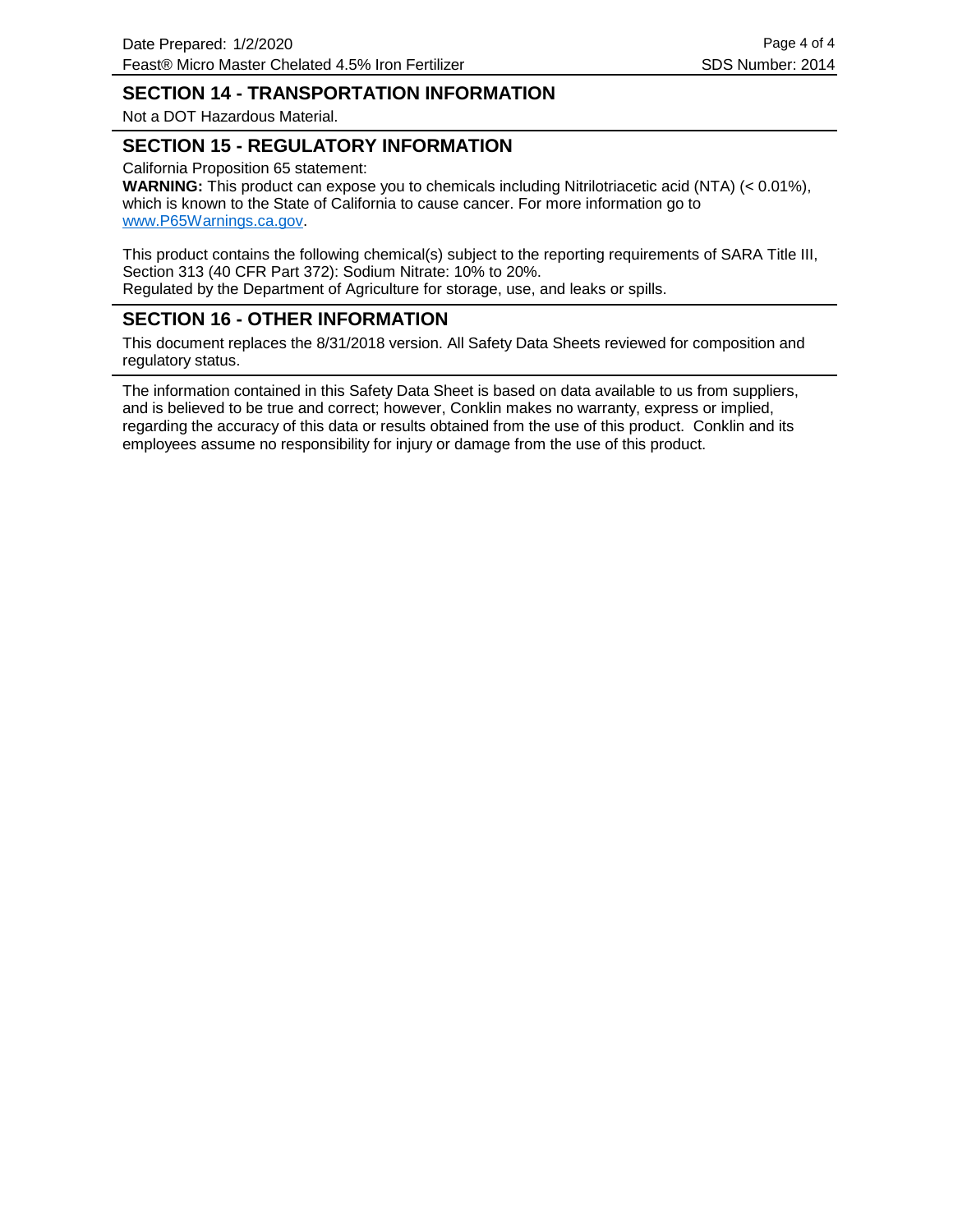## SECTION 14 - TRANSPORTATION INFORMATION

Not a DOT Hazardous Material.

## SECTION 15 - REGULATORY INFORMATION

California Proposition 65 statement:

**WARNING:** This product can expose you to chemicals including Nitrilotriacetic acid (NTA) (< 0.01%), which is known to the State of California to cause cancer. For more information go to [www.P65Warnings.ca.gov](http://www.P65Warnings.ca.gov).

This product contains the following chemical(s) subject to the reporting requirements of SARA Title III, Section 313 (40 CFR Part 372): Sodium Nitrate: 10% to 20%.
Regulated by the Department of Agriculture for storage, use, and leaks or spills.

## SECTION 16 - OTHER INFORMATION

This document replaces the 8/31/2018 version. All Safety Data Sheets reviewed for composition and regulatory status.

The information contained in this Safety Data Sheet is based on data available to us from suppliers, and is believed to be true and correct; however, Conklin makes no warranty, express or implied, regarding the accuracy of this data or results obtained from the use of this product. Conklin and its employees assume no responsibility for injury or damage from the use of this product.